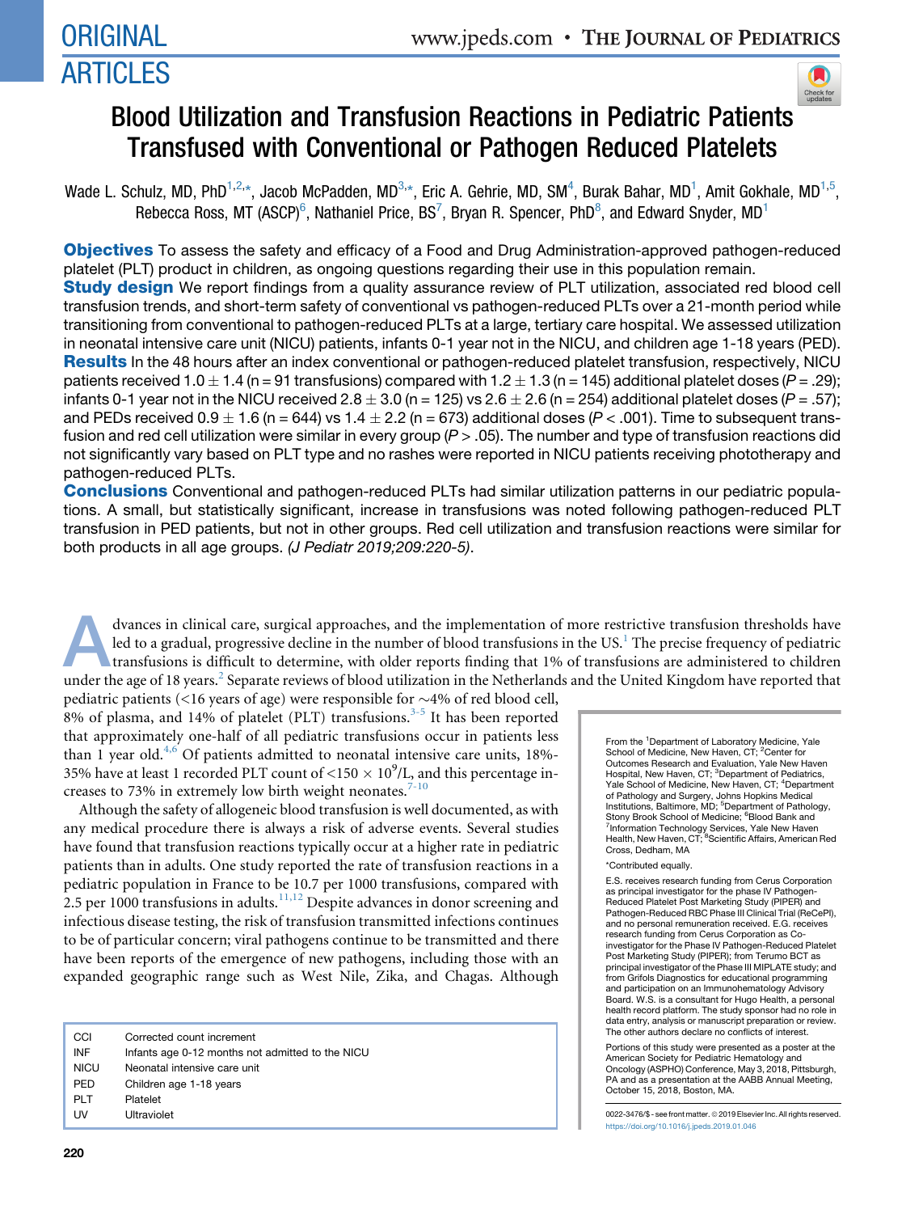# ORIGINAL ARTICLES

# Blood Utilization and Transfusion Reactions in Pediatric Patients Transfused with Conventional or Pathogen Reduced Platelets

Wade L. Schulz, MD, PhD[1,2,*], Jacob McPadden, MD[3,*], Eric A. Gehrie, MD, SM[4], Burak Bahar, MD[1], Amit Gokhale, MD[1,5], Rebecca Ross, MT (ASCP)[6], Nathaniel Price, BS[7], Bryan R. Spencer, PhD[8], and Edward Snyder, MD[1]

**Objectives** To assess the safety and efficacy of a Food and Drug Administration-approved pathogen-reduced platelet (PLT) product in children, as ongoing questions regarding their use in this population remain.

**Study design** We report findings from a quality assurance review of PLT utilization, associated red blood cell transfusion trends, and short-term safety of conventional vs pathogen-reduced PLTs over a 21-month period while transitioning from conventional to pathogen-reduced PLTs at a large, tertiary care hospital. We assessed utilization in neonatal intensive care unit (NICU) patients, infants 0-1 year not in the NICU, and children age 1-18 years (PED).

**Results** In the 48 hours after an index conventional or pathogen-reduced platelet transfusion, respectively, NICU patients received $1.0 \pm 1.4$ (n = 91 transfusions) compared with $1.2 \pm 1.3$ (n = 145) additional platelet doses ($P = .29$); infants 0-1 year not in the NICU received $2.8 \pm 3.0$ (n = 125) vs $2.6 \pm 2.6$ (n = 254) additional platelet doses ($P = .57$); and PEDs received $0.9 \pm 1.6$ (n = 644) vs $1.4 \pm 2.2$ (n = 673) additional doses ($P < .001$). Time to subsequent transfusion and red cell utilization were similar in every group ($P > .05$). The number and type of transfusion reactions did not significantly vary based on PLT type and no rashes were reported in NICU patients receiving phototherapy and pathogen-reduced PLTs.

**Conclusions** Conventional and pathogen-reduced PLTs had similar utilization patterns in our pediatric populations. A small, but statistically significant, increase in transfusions was noted following pathogen-reduced PLT transfusion in PED patients, but not in other groups. Red cell utilization and transfusion reactions were similar for both products in all age groups. *(J Pediatr 2019;209:220-5)*.

Advances in clinical care, surgical approaches, and the implementation of more restrictive transfusion thresholds have led to a gradual, progressive decline in the number of blood transfusions in the US.[1] The precise frequency of pediatric transfusions is difficult to determine, with older reports finding that 1% of transfusions are administered to children under the age of 18 years.[2] Separate reviews of blood utilization in the Netherlands and the United Kingdom have reported that pediatric patients (<16 years of age) were responsible for ~4% of red blood cell, 8% of plasma, and 14% of platelet (PLT) transfusions.[3-5] It has been reported that approximately one-half of all pediatric transfusions occur in patients less than 1 year old.[4,6] Of patients admitted to neonatal intensive care units, 18%-35% have at least 1 recorded PLT count of $<150 \times 10^9$/L, and this percentage increases to 73% in extremely low birth weight neonates.[7-10]

Although the safety of allogeneic blood transfusion is well documented, as with any medical procedure there is always a risk of adverse events. Several studies have found that transfusion reactions typically occur at a higher rate in pediatric patients than in adults. One study reported the rate of transfusion reactions in a pediatric population in France to be 10.7 per 1000 transfusions, compared with 2.5 per 1000 transfusions in adults.[11,12] Despite advances in donor screening and infectious disease testing, the risk of transfusion transmitted infections continues to be of particular concern; viral pathogens continue to be transmitted and there have been reports of the emergence of new pathogens, including those with an expanded geographic range such as West Nile, Zika, and Chagas. Although

| | |
|---|---|
| CCI | Corrected count increment |
| INF | Infants age 0-12 months not admitted to the NICU |
| NICU | Neonatal intensive care unit |
| PED | Children age 1-18 years |
| PLT | Platelet |
| UV | Ultraviolet |

From the [1]Department of Laboratory Medicine, Yale School of Medicine, New Haven, CT; [2]Center for Outcomes Research and Evaluation, Yale New Haven Hospital, New Haven, CT; [3]Department of Pediatrics, Yale School of Medicine, New Haven, CT; [4]Department of Pathology and Surgery, Johns Hopkins Medical Institutions, Baltimore, MD; [5]Department of Pathology, Stony Brook School of Medicine; [6]Blood Bank and [7]Information Technology Services, Yale New Haven Health, New Haven, CT; [8]Scientific Affairs, American Red Cross, Dedham, MA

*Contributed equally.

E.S. receives research funding from Cerus Corporation as principal investigator for the phase IV Pathogen-Reduced Platelet Post Marketing Study (PIPER) and Pathogen-Reduced RBC Phase III Clinical Trial (ReCePI), and no personal remuneration received. E.G. receives research funding from Cerus Corporation as Co-investigator for the Phase IV Pathogen-Reduced Platelet Post Marketing Study (PIPER); from Terumo BCT as principal investigator of the Phase III MIPLATE study; and from Grifols Diagnostics for educational programming and participation on an Immunohematology Advisory Board. W.S. is a consultant for Hugo Health, a personal health record platform. The study sponsor had no role in data entry, analysis or manuscript preparation or review. The other authors declare no conflicts of interest.

Portions of this study were presented as a poster at the American Society for Pediatric Hematology and Oncology (ASPHO) Conference, May 3, 2018, Pittsburgh, PA and as a presentation at the AABB Annual Meeting, October 15, 2018, Boston, MA.

0022-3476/$ - see front matter. © 2019 Elsevier Inc. All rights reserved.
https://doi.org/10.1016/j.jpeds.2019.01.046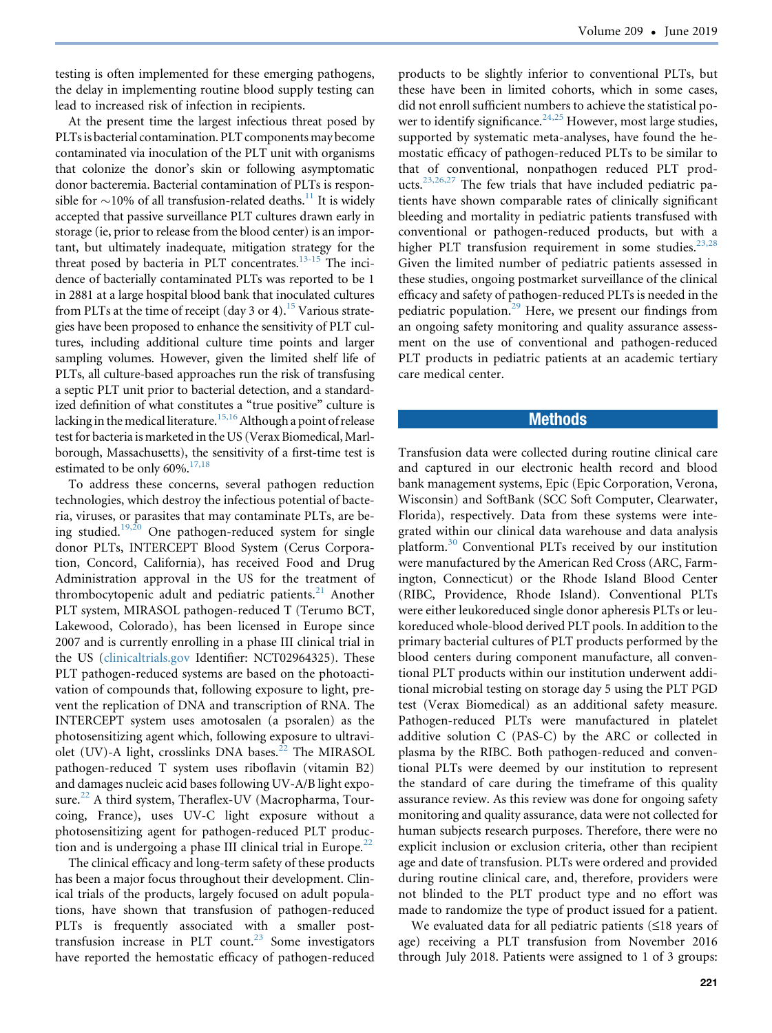testing is often implemented for these emerging pathogens, the delay in implementing routine blood supply testing can lead to increased risk of infection in recipients.

At the present time the largest infectious threat posed by PLTs is bacterial contamination. PLT components may become contaminated via inoculation of the PLT unit with organisms that colonize the donor's skin or following asymptomatic donor bacteremia. Bacterial contamination of PLTs is responsible for ~10% of all transfusion-related deaths.[11] It is widely accepted that passive surveillance PLT cultures drawn early in storage (ie, prior to release from the blood center) is an important, but ultimately inadequate, mitigation strategy for the threat posed by bacteria in PLT concentrates.[13-15] The incidence of bacterially contaminated PLTs was reported to be 1 in 2881 at a large hospital blood bank that inoculated cultures from PLTs at the time of receipt (day 3 or 4).[15] Various strategies have been proposed to enhance the sensitivity of PLT cultures, including additional culture time points and larger sampling volumes. However, given the limited shelf life of PLTs, all culture-based approaches run the risk of transfusing a septic PLT unit prior to bacterial detection, and a standardized definition of what constitutes a "true positive" culture is lacking in the medical literature.[15,16] Although a point of release test for bacteria is marketed in the US (Verax Biomedical, Marlborough, Massachusetts), the sensitivity of a first-time test is estimated to be only 60%.[17,18]

To address these concerns, several pathogen reduction technologies, which destroy the infectious potential of bacteria, viruses, or parasites that may contaminate PLTs, are being studied.[19,20] One pathogen-reduced system for single donor PLTs, INTERCEPT Blood System (Cerus Corporation, Concord, California), has received Food and Drug Administration approval in the US for the treatment of thrombocytopenic adult and pediatric patients.[21] Another PLT system, MIRASOL pathogen-reduced T (Terumo BCT, Lakewood, Colorado), has been licensed in Europe since 2007 and is currently enrolling in a phase III clinical trial in the US (clinicaltrials.gov Identifier: NCT02964325). These PLT pathogen-reduced systems are based on the photoactivation of compounds that, following exposure to light, prevent the replication of DNA and transcription of RNA. The INTERCEPT system uses amotosalen (a psoralen) as the photosensitizing agent which, following exposure to ultraviolet (UV)-A light, crosslinks DNA bases.[22] The MIRASOL pathogen-reduced T system uses riboflavin (vitamin B2) and damages nucleic acid bases following UV-A/B light exposure.[22] A third system, Theraflex-UV (Macropharma, Tourcoing, France), uses UV-C light exposure without a photosensitizing agent for pathogen-reduced PLT production and is undergoing a phase III clinical trial in Europe.[22]

The clinical efficacy and long-term safety of these products has been a major focus throughout their development. Clinical trials of the products, largely focused on adult populations, have shown that transfusion of pathogen-reduced PLTs is frequently associated with a smaller post-transfusion increase in PLT count.[23] Some investigators have reported the hemostatic efficacy of pathogen-reduced products to be slightly inferior to conventional PLTs, but these have been in limited cohorts, which in some cases, did not enroll sufficient numbers to achieve the statistical power to identify significance.[24,25] However, most large studies, supported by systematic meta-analyses, have found the hemostatic efficacy of pathogen-reduced PLTs to be similar to that of conventional, nonpathogen reduced PLT products.[23,26,27] The few trials that have included pediatric patients have shown comparable rates of clinically significant bleeding and mortality in pediatric patients transfused with conventional or pathogen-reduced products, but with a higher PLT transfusion requirement in some studies.[23,28] Given the limited number of pediatric patients assessed in these studies, ongoing postmarket surveillance of the clinical efficacy and safety of pathogen-reduced PLTs is needed in the pediatric population.[29] Here, we present our findings from an ongoing safety monitoring and quality assurance assessment on the use of conventional and pathogen-reduced PLT products in pediatric patients at an academic tertiary care medical center.

## Methods

Transfusion data were collected during routine clinical care and captured in our electronic health record and blood bank management systems, Epic (Epic Corporation, Verona, Wisconsin) and SoftBank (SCC Soft Computer, Clearwater, Florida), respectively. Data from these systems were integrated within our clinical data warehouse and data analysis platform.[30] Conventional PLTs received by our institution were manufactured by the American Red Cross (ARC, Farmington, Connecticut) or the Rhode Island Blood Center (RIBC, Providence, Rhode Island). Conventional PLTs were either leukoreduced single donor apheresis PLTs or leukoreduced whole-blood derived PLT pools. In addition to the primary bacterial cultures of PLT products performed by the blood centers during component manufacture, all conventional PLT products within our institution underwent additional microbial testing on storage day 5 using the PLT PGD test (Verax Biomedical) as an additional safety measure. Pathogen-reduced PLTs were manufactured in platelet additive solution C (PAS-C) by the ARC or collected in plasma by the RIBC. Both pathogen-reduced and conventional PLTs were deemed by our institution to represent the standard of care during the timeframe of this quality assurance review. As this review was done for ongoing safety monitoring and quality assurance, data were not collected for human subjects research purposes. Therefore, there were no explicit inclusion or exclusion criteria, other than recipient age and date of transfusion. PLTs were ordered and provided during routine clinical care, and, therefore, providers were not blinded to the PLT product type and no effort was made to randomize the type of product issued for a patient.

We evaluated data for all pediatric patients (≤18 years of age) receiving a PLT transfusion from November 2016 through July 2018. Patients were assigned to 1 of 3 groups: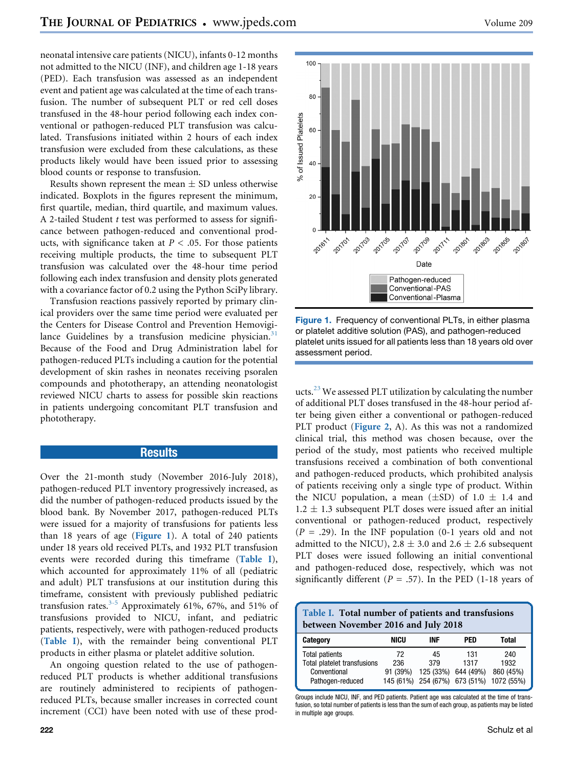neonatal intensive care patients (NICU), infants 0-12 months not admitted to the NICU (INF), and children age 1-18 years (PED). Each transfusion was assessed as an independent event and patient age was calculated at the time of each transfusion. The number of subsequent PLT or red cell doses transfused in the 48-hour period following each index conventional or pathogen-reduced PLT transfusion was calculated. Transfusions initiated within 2 hours of each index transfusion were excluded from these calculations, as these products likely would have been issued prior to assessing blood counts or response to transfusion.

Results shown represent the mean ± SD unless otherwise indicated. Boxplots in the figures represent the minimum, first quartile, median, third quartile, and maximum values. A 2-tailed Student *t* test was performed to assess for significance between pathogen-reduced and conventional products, with significance taken at $P < .05$. For those patients receiving multiple products, the time to subsequent PLT transfusion was calculated over the 48-hour time period following each index transfusion and density plots generated with a covariance factor of 0.2 using the Python SciPy library.

Transfusion reactions passively reported by primary clinical providers over the same time period were evaluated per the Centers for Disease Control and Prevention Hemovigilance Guidelines by a transfusion medicine physician.[31] Because of the Food and Drug Administration label for pathogen-reduced PLTs including a caution for the potential development of skin rashes in neonates receiving psoralen compounds and phototherapy, an attending neonatologist reviewed NICU charts to assess for possible skin reactions in patients undergoing concomitant PLT transfusion and phototherapy.

## Results

Over the 21-month study (November 2016-July 2018), pathogen-reduced PLT inventory progressively increased, as did the number of pathogen-reduced products issued by the blood bank. By November 2017, pathogen-reduced PLTs were issued for a majority of transfusions for patients less than 18 years of age (**Figure 1**). A total of 240 patients under 18 years old received PLTs, and 1932 PLT transfusion events were recorded during this timeframe (**Table I**), which accounted for approximately 11% of all (pediatric and adult) PLT transfusions at our institution during this timeframe, consistent with previously published pediatric transfusion rates.[3-5] Approximately 61%, 67%, and 51% of transfusions provided to NICU, infant, and pediatric patients, respectively, were with pathogen-reduced products (**Table I**), with the remainder being conventional PLT products in either plasma or platelet additive solution.

An ongoing question related to the use of pathogen-reduced PLT products is whether additional transfusions are routinely administered to recipients of pathogen-reduced PLTs, because smaller increases in corrected count increment (CCI) have been noted with use of these products.[23] We assessed PLT utilization by calculating the number of additional PLT doses transfused in the 48-hour period after being given either a conventional or pathogen-reduced PLT product (**Figure 2**, A). As this was not a randomized clinical trial, this method was chosen because, over the period of the study, most patients who received multiple transfusions received a combination of both conventional and pathogen-reduced products, which prohibited analysis of patients receiving only a single type of product. Within the NICU population, a mean (±SD) of 1.0 ± 1.4 and 1.2 ± 1.3 subsequent PLT doses were issued after an initial conventional or pathogen-reduced product, respectively ($P$ = .29). In the INF population (0-1 years old and not admitted to the NICU), 2.8 ± 3.0 and 2.6 ± 2.6 subsequent PLT doses were issued following an initial conventional and pathogen-reduced dose, respectively, which was not significantly different ($P$ = .57). In the PED (1-18 years of

**Figure 1.** Frequency of conventional PLTs, in either plasma or platelet additive solution (PAS), and pathogen-reduced platelet units issued for all patients less than 18 years old over assessment period.

**Table I. Total number of patients and transfusions between November 2016 and July 2018**

| Category | NICU | INF | PED | Total |
|---|---|---|---|---|
| Total patients | 72 | 45 | 131 | 240 |
| Total platelet transfusions | 236 | 379 | 1317 | 1932 |
| Conventional | 91 (39%) | 125 (33%) | 644 (49%) | 860 (45%) |
| Pathogen-reduced | 145 (61%) | 254 (67%) | 673 (51%) | 1072 (55%) |

Groups include NICU, INF, and PED patients. Patient age was calculated at the time of transfusion, so total number of patients is less than the sum of each group, as patients may be listed in multiple age groups.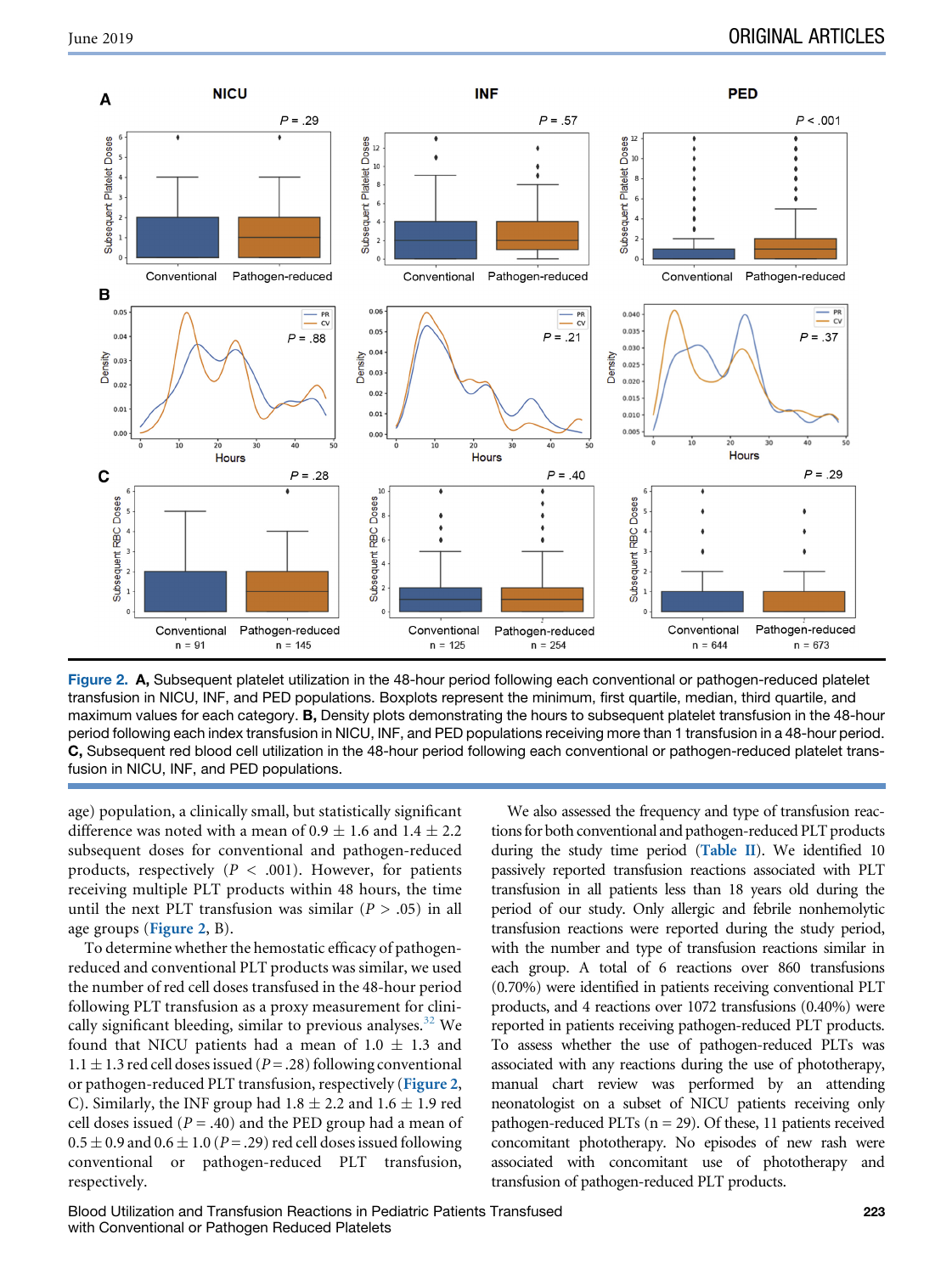**Figure 2.** **A,** Subsequent platelet utilization in the 48-hour period following each conventional or pathogen-reduced platelet transfusion in NICU, INF, and PED populations. Boxplots represent the minimum, first quartile, median, third quartile, and maximum values for each category. **B,** Density plots demonstrating the hours to subsequent platelet transfusion in the 48-hour period following each index transfusion in NICU, INF, and PED populations receiving more than 1 transfusion in a 48-hour period. **C,** Subsequent red blood cell utilization in the 48-hour period following each conventional or pathogen-reduced platelet transfusion in NICU, INF, and PED populations.

age) population, a clinically small, but statistically significant difference was noted with a mean of 0.9 ± 1.6 and 1.4 ± 2.2 subsequent doses for conventional and pathogen-reduced products, respectively ($P < .001$). However, for patients receiving multiple PLT products within 48 hours, the time until the next PLT transfusion was similar ($P > .05$) in all age groups (Figure 2, B).

To determine whether the hemostatic efficacy of pathogen-reduced and conventional PLT products was similar, we used the number of red cell doses transfused in the 48-hour period following PLT transfusion as a proxy measurement for clinically significant bleeding, similar to previous analyses.[32] We found that NICU patients had a mean of 1.0 ± 1.3 and 1.1 ± 1.3 red cell doses issued ($P = .28$) following conventional or pathogen-reduced PLT transfusion, respectively (Figure 2, C). Similarly, the INF group had 1.8 ± 2.2 and 1.6 ± 1.9 red cell doses issued ($P = .40$) and the PED group had a mean of 0.5 ± 0.9 and 0.6 ± 1.0 ($P = .29$) red cell doses issued following conventional or pathogen-reduced PLT transfusion, respectively.

We also assessed the frequency and type of transfusion reactions for both conventional and pathogen-reduced PLT products during the study time period (Table II). We identified 10 passively reported transfusion reactions associated with PLT transfusion in all patients less than 18 years old during the period of our study. Only allergic and febrile nonhemolytic transfusion reactions were reported during the study period, with the number and type of transfusion reactions similar in each group. A total of 6 reactions over 860 transfusions (0.70%) were identified in patients receiving conventional PLT products, and 4 reactions over 1072 transfusions (0.40%) were reported in patients receiving pathogen-reduced PLT products. To assess whether the use of pathogen-reduced PLTs was associated with any reactions during the use of phototherapy, manual chart review was performed by an attending neonatologist on a subset of NICU patients receiving only pathogen-reduced PLTs (n = 29). Of these, 11 patients received concomitant phototherapy. No episodes of new rash were associated with concomitant use of phototherapy and transfusion of pathogen-reduced PLT products.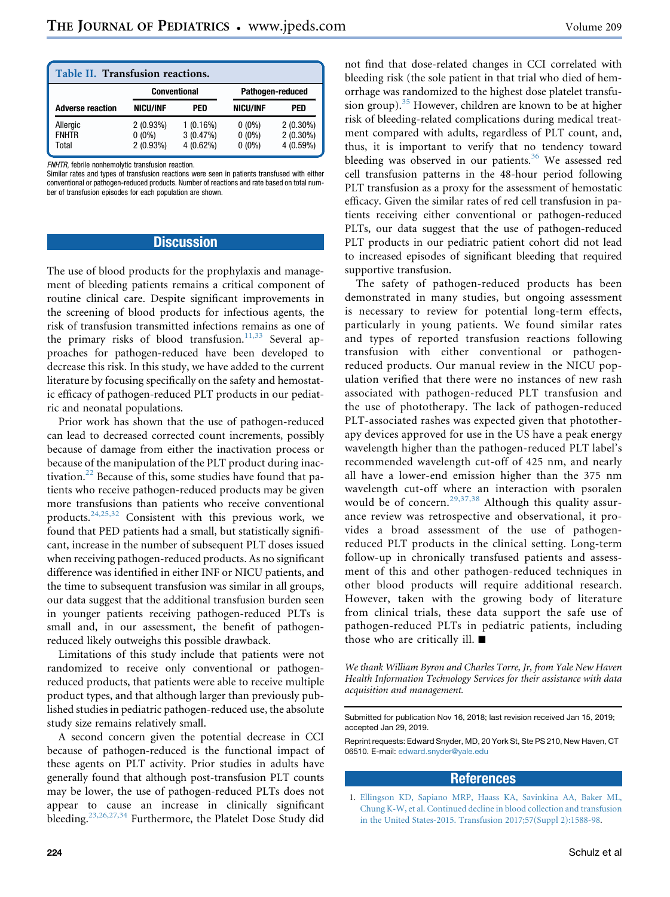**Table II. Transfusion reactions.**

| Adverse reaction | Conventional | | Pathogen-reduced | |
|---|---|---|---|---|
| | NICU/INF | PED | NICU/INF | PED |
| Allergic | 2 (0.93%) | 1 (0.16%) | 0 (0%) | 2 (0.30%) |
| FNHTR | 0 (0%) | 3 (0.47%) | 0 (0%) | 2 (0.30%) |
| Total | 2 (0.93%) | 4 (0.62%) | 0 (0%) | 4 (0.59%) |

*FNHTR*, febrile nonhemolytic transfusion reaction.

Similar rates and types of transfusion reactions were seen in patients transfused with either conventional or pathogen-reduced products. Number of reactions and rate based on total number of transfusion episodes for each population are shown.

## Discussion

The use of blood products for the prophylaxis and management of bleeding patients remains a critical component of routine clinical care. Despite significant improvements in the screening of blood products for infectious agents, the risk of transfusion transmitted infections remains as one of the primary risks of blood transfusion.[11,33] Several approaches for pathogen-reduced have been developed to decrease this risk. In this study, we have added to the current literature by focusing specifically on the safety and hemostatic efficacy of pathogen-reduced PLT products in our pediatric and neonatal populations.

Prior work has shown that the use of pathogen-reduced can lead to decreased corrected count increments, possibly because of damage from either the inactivation process or because of the manipulation of the PLT product during inactivation.[22] Because of this, some studies have found that patients who receive pathogen-reduced products may be given more transfusions than patients who receive conventional products.[24,25,32] Consistent with this previous work, we found that PED patients had a small, but statistically significant, increase in the number of subsequent PLT doses issued when receiving pathogen-reduced products. As no significant difference was identified in either INF or NICU patients, and the time to subsequent transfusion was similar in all groups, our data suggest that the additional transfusion burden seen in younger patients receiving pathogen-reduced PLTs is small and, in our assessment, the benefit of pathogen-reduced likely outweighs this possible drawback.

Limitations of this study include that patients were not randomized to receive only conventional or pathogen-reduced products, that patients were able to receive multiple product types, and that although larger than previously published studies in pediatric pathogen-reduced use, the absolute study size remains relatively small.

A second concern given the potential decrease in CCI because of pathogen-reduced is the functional impact of these agents on PLT activity. Prior studies in adults have generally found that although post-transfusion PLT counts may be lower, the use of pathogen-reduced PLTs does not appear to cause an increase in clinically significant bleeding.[23,26,27,34] Furthermore, the Platelet Dose Study did not find that dose-related changes in CCI correlated with bleeding risk (the sole patient in that trial who died of hemorrhage was randomized to the highest dose platelet transfusion group).[35] However, children are known to be at higher risk of bleeding-related complications during medical treatment compared with adults, regardless of PLT count, and, thus, it is important to verify that no tendency toward bleeding was observed in our patients.[36] We assessed red cell transfusion patterns in the 48-hour period following PLT transfusion as a proxy for the assessment of hemostatic efficacy. Given the similar rates of red cell transfusion in patients receiving either conventional or pathogen-reduced PLTs, our data suggest that the use of pathogen-reduced PLT products in our pediatric patient cohort did not lead to increased episodes of significant bleeding that required supportive transfusion.

The safety of pathogen-reduced products has been demonstrated in many studies, but ongoing assessment is necessary to review for potential long-term effects, particularly in young patients. We found similar rates and types of reported transfusion reactions following transfusion with either conventional or pathogen-reduced products. Our manual review in the NICU population verified that there were no instances of new rash associated with pathogen-reduced PLT transfusion and the use of phototherapy. The lack of pathogen-reduced PLT-associated rashes was expected given that phototherapy devices approved for use in the US have a peak energy wavelength higher than the pathogen-reduced PLT label's recommended wavelength cut-off of 425 nm, and nearly all have a lower-end emission higher than the 375 nm wavelength cut-off where an interaction with psoralen would be of concern.[29,37,38] Although this quality assurance review was retrospective and observational, it provides a broad assessment of the use of pathogen-reduced PLT products in the clinical setting. Long-term follow-up in chronically transfused patients and assessment of this and other pathogen-reduced techniques in other blood products will require additional research. However, taken with the growing body of literature from clinical trials, these data support the safe use of pathogen-reduced PLTs in pediatric patients, including those who are critically ill. ■

*We thank William Byron and Charles Torre, Jr, from Yale New Haven Health Information Technology Services for their assistance with data acquisition and management.*

Submitted for publication Nov 16, 2018; last revision received Jan 15, 2019; accepted Jan 29, 2019.

Reprint requests: Edward Snyder, MD, 20 York St, Ste PS 210, New Haven, CT 06510. E-mail: edward.snyder@yale.edu

## References

1. Ellingson KD, Sapiano MRP, Haass KA, Savinkina AA, Baker ML, Chung K-W, et al. Continued decline in blood collection and transfusion in the United States-2015. Transfusion 2017;57(Suppl 2):1588-98.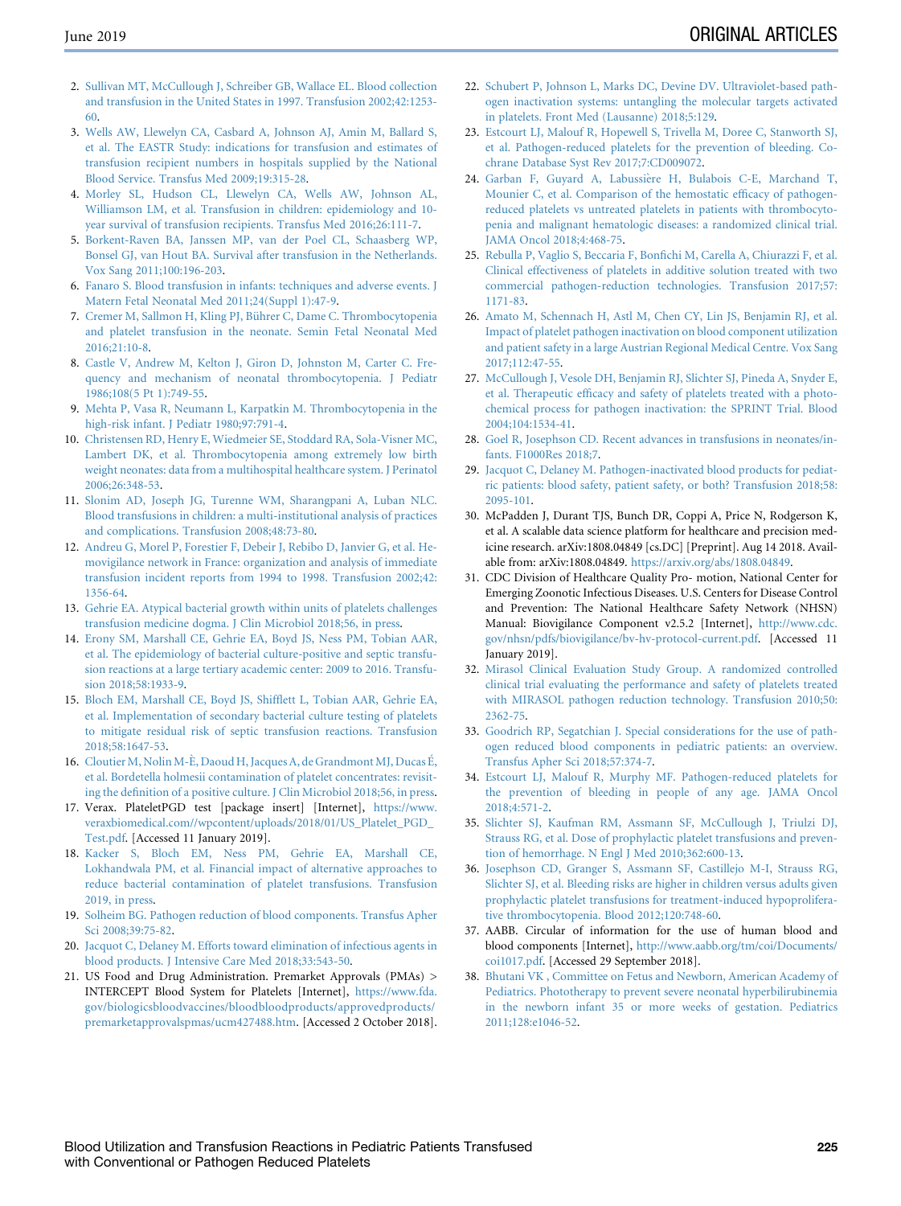2. Sullivan MT, McCullough J, Schreiber GB, Wallace EL. Blood collection and transfusion in the United States in 1997. Transfusion 2002;42:1253-60.
3. Wells AW, Llewelyn CA, Casbard A, Johnson AJ, Amin M, Ballard S, et al. The EASTR Study: indications for transfusion and estimates of transfusion recipient numbers in hospitals supplied by the National Blood Service. Transfus Med 2009;19:315-28.
4. Morley SL, Hudson CL, Llewelyn CA, Wells AW, Johnson AL, Williamson LM, et al. Transfusion in children: epidemiology and 10-year survival of transfusion recipients. Transfus Med 2016;26:111-7.
5. Borkent-Raven BA, Janssen MP, van der Poel CL, Schaasberg WP, Bonsel GJ, van Hout BA. Survival after transfusion in the Netherlands. Vox Sang 2011;100:196-203.
6. Fanaro S. Blood transfusion in infants: techniques and adverse events. J Matern Fetal Neonatal Med 2011;24(Suppl 1):47-9.
7. Cremer M, Sallmon H, Kling PJ, Bührer C, Dame C. Thrombocytopenia and platelet transfusion in the neonate. Semin Fetal Neonatal Med 2016;21:10-8.
8. Castle V, Andrew M, Kelton J, Giron D, Johnston M, Carter C. Frequency and mechanism of neonatal thrombocytopenia. J Pediatr 1986;108(5 Pt 1):749-55.
9. Mehta P, Vasa R, Neumann L, Karpatkin M. Thrombocytopenia in the high-risk infant. J Pediatr 1980;97:791-4.
10. Christensen RD, Henry E, Wiedmeier SE, Stoddard RA, Sola-Visner MC, Lambert DK, et al. Thrombocytopenia among extremely low birth weight neonates: data from a multihospital healthcare system. J Perinatol 2006;26:348-53.
11. Slonim AD, Joseph JG, Turenne WM, Sharangpani A, Luban NLC. Blood transfusions in children: a multi-institutional analysis of practices and complications. Transfusion 2008;48:73-80.
12. Andreu G, Morel P, Forestier F, Debeir J, Rebibo D, Janvier G, et al. Hemovigilance network in France: organization and analysis of immediate transfusion incident reports from 1994 to 1998. Transfusion 2002;42:1356-64.
13. Gehrie EA. Atypical bacterial growth within units of platelets challenges transfusion medicine dogma. J Clin Microbiol 2018;56, in press.
14. Erony SM, Marshall CE, Gehrie EA, Boyd JS, Ness PM, Tobian AAR, et al. The epidemiology of bacterial culture-positive and septic transfusion reactions at a large tertiary academic center: 2009 to 2016. Transfusion 2018;58:1933-9.
15. Bloch EM, Marshall CE, Boyd JS, Shifflett L, Tobian AAR, Gehrie EA, et al. Implementation of secondary bacterial culture testing of platelets to mitigate residual risk of septic transfusion reactions. Transfusion 2018;58:1647-53.
16. Cloutier M, Nolin M-È, Daoud H, Jacques A, de Grandmont MJ, Ducas É, et al. Bordetella holmesii contamination of platelet concentrates: revisiting the definition of a positive culture. J Clin Microbiol 2018;56, in press.
17. Verax. PlateletPGD test [package insert] [Internet], https://www.veraxbiomedical.com//wpcontent/uploads/2018/01/US_Platelet_PGD_Test.pdf. [Accessed 11 January 2019].
18. Kacker S, Bloch EM, Ness PM, Gehrie EA, Marshall CE, Lokhandwala PM, et al. Financial impact of alternative approaches to reduce bacterial contamination of platelet transfusions. Transfusion 2019, in press.
19. Solheim BG. Pathogen reduction of blood components. Transfus Apher Sci 2008;39:75-82.
20. Jacquot C, Delaney M. Efforts toward elimination of infectious agents in blood products. J Intensive Care Med 2018;33:543-50.
21. US Food and Drug Administration. Premarket Approvals (PMAs) > INTERCEPT Blood System for Platelets [Internet], https://www.fda.gov/biologicsbloodvaccines/bloodbloodproducts/approvedproducts/premarketapprovalspmas/ucm427488.htm. [Accessed 2 October 2018].
22. Schubert P, Johnson L, Marks DC, Devine DV. Ultraviolet-based pathogen inactivation systems: untangling the molecular targets activated in platelets. Front Med (Lausanne) 2018;5:129.
23. Estcourt LJ, Malouf R, Hopewell S, Trivella M, Doree C, Stanworth SJ, et al. Pathogen-reduced platelets for the prevention of bleeding. Cochrane Database Syst Rev 2017;7:CD009072.
24. Garban F, Guyard A, Labussière H, Bulabois C-E, Marchand T, Mounier C, et al. Comparison of the hemostatic efficacy of pathogen-reduced platelets vs untreated platelets in patients with thrombocytopenia and malignant hematologic diseases: a randomized clinical trial. JAMA Oncol 2018;4:468-75.
25. Rebulla P, Vaglio S, Beccaria F, Bonfichi M, Carella A, Chiurazzi F, et al. Clinical effectiveness of platelets in additive solution treated with two commercial pathogen-reduction technologies. Transfusion 2017;57:1171-83.
26. Amato M, Schennach H, Astl M, Chen CY, Lin JS, Benjamin RJ, et al. Impact of platelet pathogen inactivation on blood component utilization and patient safety in a large Austrian Regional Medical Centre. Vox Sang 2017;112:47-55.
27. McCullough J, Vesole DH, Benjamin RJ, Slichter SJ, Pineda A, Snyder E, et al. Therapeutic efficacy and safety of platelets treated with a photochemical process for pathogen inactivation: the SPRINT Trial. Blood 2004;104:1534-41.
28. Goel R, Josephson CD. Recent advances in transfusions in neonates/infants. F1000Res 2018;7.
29. Jacquot C, Delaney M. Pathogen-inactivated blood products for pediatric patients: blood safety, patient safety, or both? Transfusion 2018;58:2095-101.
30. McPadden J, Durant TJS, Bunch DR, Coppi A, Price N, Rodgerson K, et al. A scalable data science platform for healthcare and precision medicine research. arXiv:1808.04849 [cs.DC] [Preprint]. Aug 14 2018. Available from: arXiv:1808.04849. https://arxiv.org/abs/1808.04849.
31. CDC Division of Healthcare Quality Pro- motion, National Center for Emerging Zoonotic Infectious Diseases. U.S. Centers for Disease Control and Prevention: The National Healthcare Safety Network (NHSN) Manual: Biovigilance Component v2.5.2 [Internet], http://www.cdc.gov/nhsn/pdfs/biovigilance/bv-hv-protocol-current.pdf. [Accessed 11 January 2019].
32. Mirasol Clinical Evaluation Study Group. A randomized controlled clinical trial evaluating the performance and safety of platelets treated with MIRASOL pathogen reduction technology. Transfusion 2010;50:2362-75.
33. Goodrich RP, Segatchian J. Special considerations for the use of pathogen reduced blood components in pediatric patients: an overview. Transfus Apher Sci 2018;57:374-7.
34. Estcourt LJ, Malouf R, Murphy MF. Pathogen-reduced platelets for the prevention of bleeding in people of any age. JAMA Oncol 2018;4:571-2.
35. Slichter SJ, Kaufman RM, Assmann SF, McCullough J, Triulzi DJ, Strauss RG, et al. Dose of prophylactic platelet transfusions and prevention of hemorrhage. N Engl J Med 2010;362:600-13.
36. Josephson CD, Granger S, Assmann SF, Castillejo M-I, Strauss RG, Slichter SJ, et al. Bleeding risks are higher in children versus adults given prophylactic platelet transfusions for treatment-induced hypoproliferative thrombocytopenia. Blood 2012;120:748-60.
37. AABB. Circular of information for the use of human blood and blood components [Internet], http://www.aabb.org/tm/coi/Documents/coi1017.pdf. [Accessed 29 September 2018].
38. Bhutani VK , Committee on Fetus and Newborn, American Academy of Pediatrics. Phototherapy to prevent severe neonatal hyperbilirubinemia in the newborn infant 35 or more weeks of gestation. Pediatrics 2011;128:e1046-52.